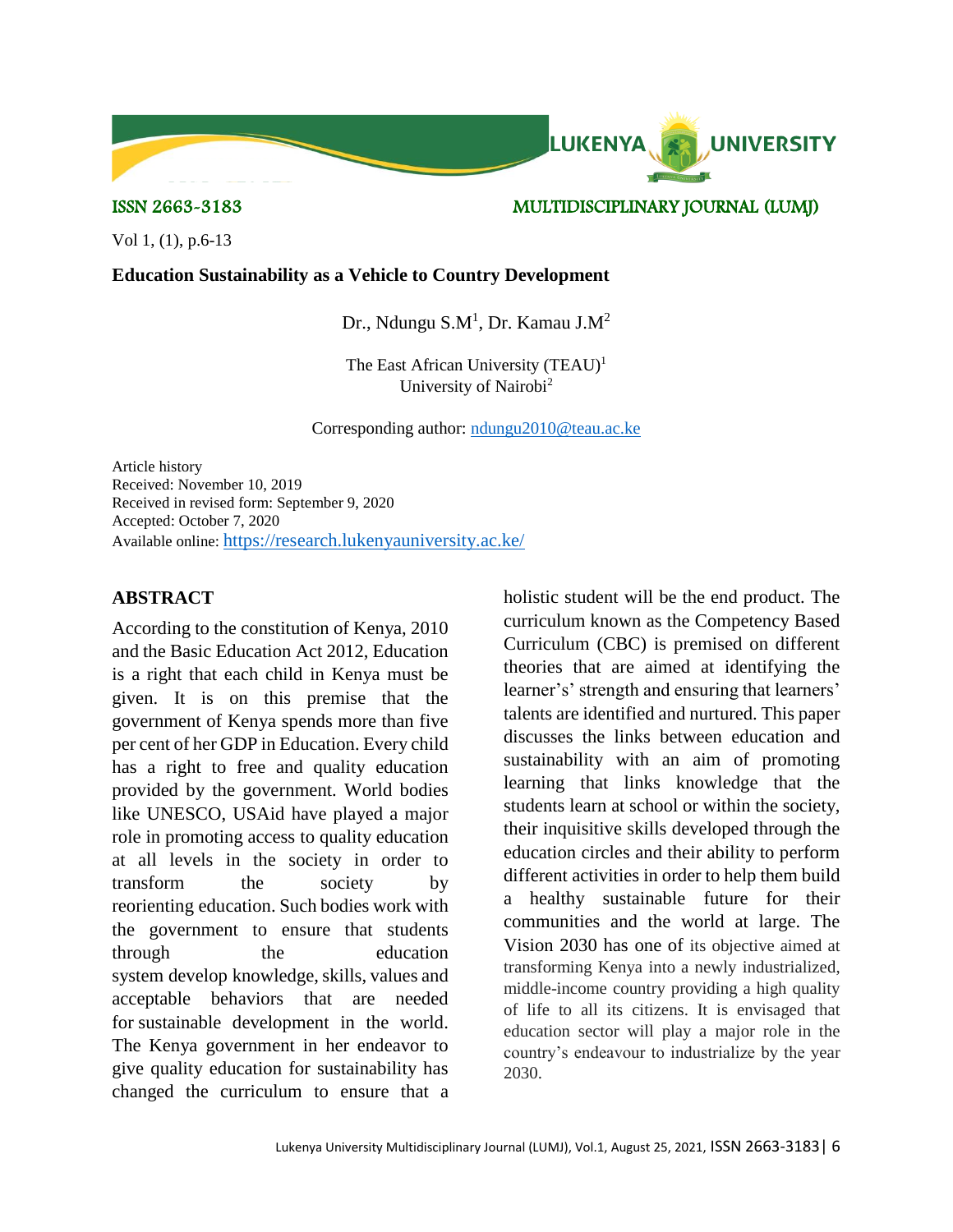ISSN 2663-3183 MULTIDISCIPLINARY JOURNAL (LUMJ)

Vol 1, (1), p.6-13

# Education Sustainability as a Vehicle to Country Development

Dr., Ndungu S.M[1], Dr. Kamau J.M[2]

The East African University (TEAU)[1]
University of Nairobi[2]

Corresponding author: ndungu2010@teau.ac.ke

Article history
Received: November 10, 2019
Received in revised form: September 9, 2020
Accepted: October 7, 2020
Available online: https://research.lukenyauniversity.ac.ke/

## ABSTRACT

According to the constitution of Kenya, 2010 and the Basic Education Act 2012, Education is a right that each child in Kenya must be given. It is on this premise that the government of Kenya spends more than five per cent of her GDP in Education. Every child has a right to free and quality education provided by the government. World bodies like UNESCO, USAid have played a major role in promoting access to quality education at all levels in the society in order to transform the society by reorienting education. Such bodies work with the government to ensure that students through the education system develop knowledge, skills, values and acceptable behaviors that are needed for sustainable development in the world. The Kenya government in her endeavor to give quality education for sustainability has changed the curriculum to ensure that a holistic student will be the end product. The curriculum known as the Competency Based Curriculum (CBC) is premised on different theories that are aimed at identifying the learner's' strength and ensuring that learners' talents are identified and nurtured. This paper discusses the links between education and sustainability with an aim of promoting learning that links knowledge that the students learn at school or within the society, their inquisitive skills developed through the education circles and their ability to perform different activities in order to help them build a healthy sustainable future for their communities and the world at large. The Vision 2030 has one of its objective aimed at transforming Kenya into a newly industrialized, middle-income country providing a high quality of life to all its citizens. It is envisaged that education sector will play a major role in the country's endeavour to industrialize by the year 2030.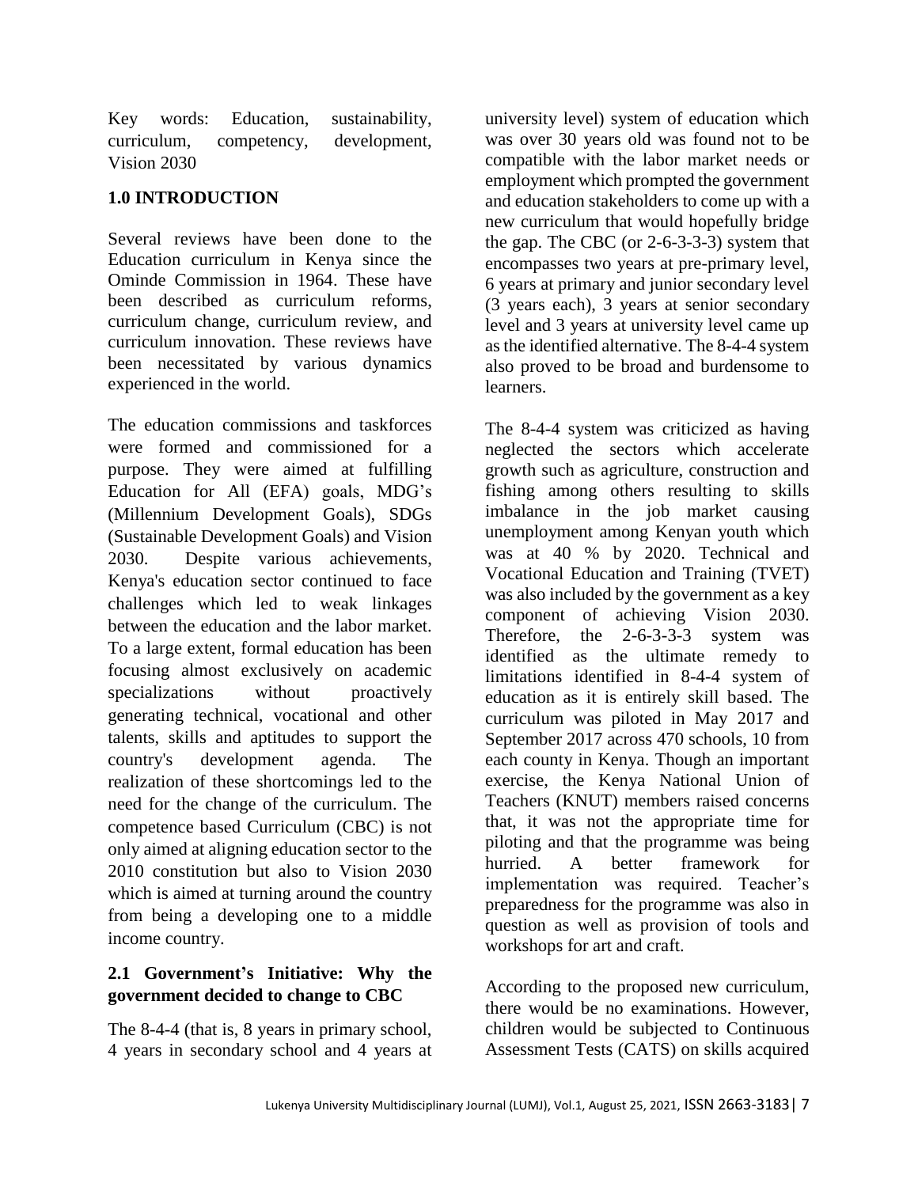Key words: Education, sustainability, curriculum, competency, development, Vision 2030

## 1.0 INTRODUCTION

Several reviews have been done to the Education curriculum in Kenya since the Ominde Commission in 1964. These have been described as curriculum reforms, curriculum change, curriculum review, and curriculum innovation. These reviews have been necessitated by various dynamics experienced in the world.

The education commissions and taskforces were formed and commissioned for a purpose. They were aimed at fulfilling Education for All (EFA) goals, MDG's (Millennium Development Goals), SDGs (Sustainable Development Goals) and Vision 2030. Despite various achievements, Kenya's education sector continued to face challenges which led to weak linkages between the education and the labor market. To a large extent, formal education has been focusing almost exclusively on academic specializations without proactively generating technical, vocational and other talents, skills and aptitudes to support the country's development agenda. The realization of these shortcomings led to the need for the change of the curriculum. The competence based Curriculum (CBC) is not only aimed at aligning education sector to the 2010 constitution but also to Vision 2030 which is aimed at turning around the country from being a developing one to a middle income country.

### 2.1 Government's Initiative: Why the government decided to change to CBC

The 8-4-4 (that is, 8 years in primary school, 4 years in secondary school and 4 years at university level) system of education which was over 30 years old was found not to be compatible with the labor market needs or employment which prompted the government and education stakeholders to come up with a new curriculum that would hopefully bridge the gap. The CBC (or 2-6-3-3-3) system that encompasses two years at pre-primary level, 6 years at primary and junior secondary level (3 years each), 3 years at senior secondary level and 3 years at university level came up as the identified alternative. The 8-4-4 system also proved to be broad and burdensome to learners.

The 8-4-4 system was criticized as having neglected the sectors which accelerate growth such as agriculture, construction and fishing among others resulting to skills imbalance in the job market causing unemployment among Kenyan youth which was at 40 % by 2020. Technical and Vocational Education and Training (TVET) was also included by the government as a key component of achieving Vision 2030. Therefore, the 2-6-3-3-3 system was identified as the ultimate remedy to limitations identified in 8-4-4 system of education as it is entirely skill based. The curriculum was piloted in May 2017 and September 2017 across 470 schools, 10 from each county in Kenya. Though an important exercise, the Kenya National Union of Teachers (KNUT) members raised concerns that, it was not the appropriate time for piloting and that the programme was being hurried. A better framework for implementation was required. Teacher's preparedness for the programme was also in question as well as provision of tools and workshops for art and craft.

According to the proposed new curriculum, there would be no examinations. However, children would be subjected to Continuous Assessment Tests (CATS) on skills acquired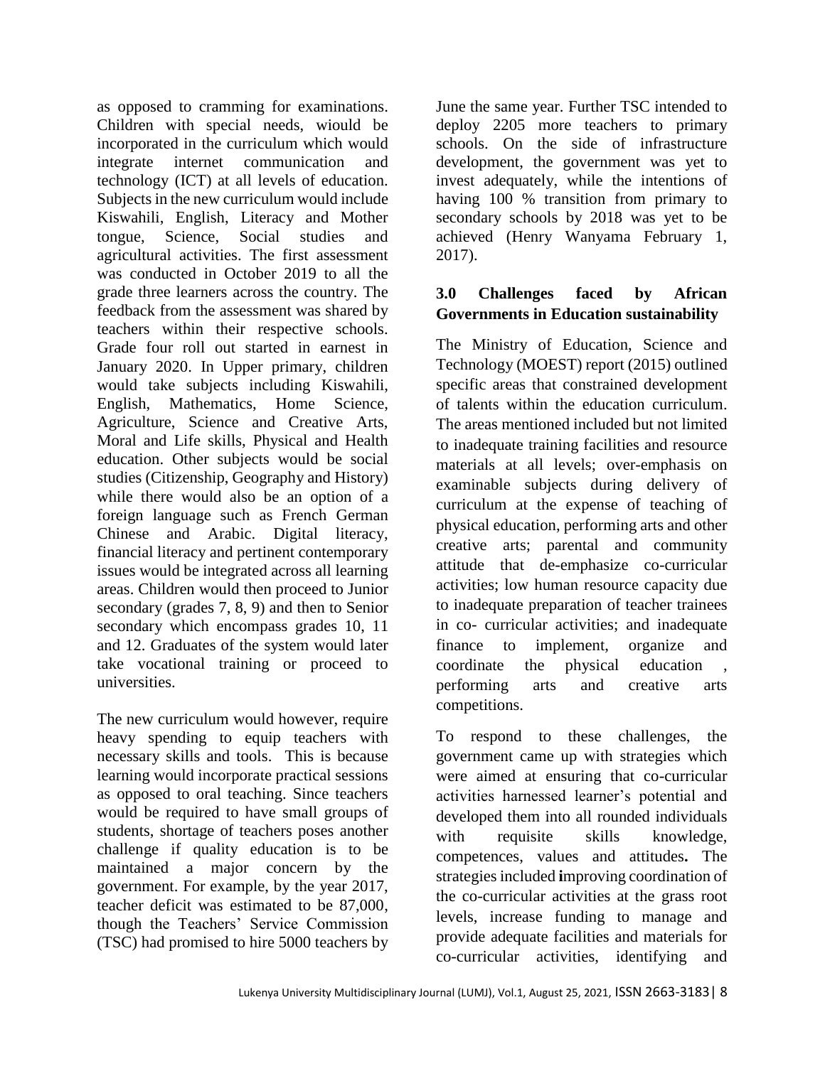as opposed to cramming for examinations. Children with special needs, wiould be incorporated in the curriculum which would integrate internet communication and technology (ICT) at all levels of education. Subjects in the new curriculum would include Kiswahili, English, Literacy and Mother tongue, Science, Social studies and agricultural activities. The first assessment was conducted in October 2019 to all the grade three learners across the country. The feedback from the assessment was shared by teachers within their respective schools. Grade four roll out started in earnest in January 2020. In Upper primary, children would take subjects including Kiswahili, English, Mathematics, Home Science, Agriculture, Science and Creative Arts, Moral and Life skills, Physical and Health education. Other subjects would be social studies (Citizenship, Geography and History) while there would also be an option of a foreign language such as French German Chinese and Arabic. Digital literacy, financial literacy and pertinent contemporary issues would be integrated across all learning areas. Children would then proceed to Junior secondary (grades 7, 8, 9) and then to Senior secondary which encompass grades 10, 11 and 12. Graduates of the system would later take vocational training or proceed to universities.

The new curriculum would however, require heavy spending to equip teachers with necessary skills and tools. This is because learning would incorporate practical sessions as opposed to oral teaching. Since teachers would be required to have small groups of students, shortage of teachers poses another challenge if quality education is to be maintained a major concern by the government. For example, by the year 2017, teacher deficit was estimated to be 87,000, though the Teachers' Service Commission (TSC) had promised to hire 5000 teachers by June the same year. Further TSC intended to deploy 2205 more teachers to primary schools. On the side of infrastructure development, the government was yet to invest adequately, while the intentions of having 100 % transition from primary to secondary schools by 2018 was yet to be achieved (Henry Wanyama February 1, 2017).

## 3.0 Challenges faced by African Governments in Education sustainability

The Ministry of Education, Science and Technology (MOEST) report (2015) outlined specific areas that constrained development of talents within the education curriculum. The areas mentioned included but not limited to inadequate training facilities and resource materials at all levels; over-emphasis on examinable subjects during delivery of curriculum at the expense of teaching of physical education, performing arts and other creative arts; parental and community attitude that de-emphasize co-curricular activities; low human resource capacity due to inadequate preparation of teacher trainees in co- curricular activities; and inadequate finance to implement, organize and coordinate the physical education , performing arts and creative arts competitions.

To respond to these challenges, the government came up with strategies which were aimed at ensuring that co-curricular activities harnessed learner's potential and developed them into all rounded individuals with requisite skills knowledge, competences, values and attitudes**.** The strategies included **i**mproving coordination of the co-curricular activities at the grass root levels, increase funding to manage and provide adequate facilities and materials for co-curricular activities, identifying and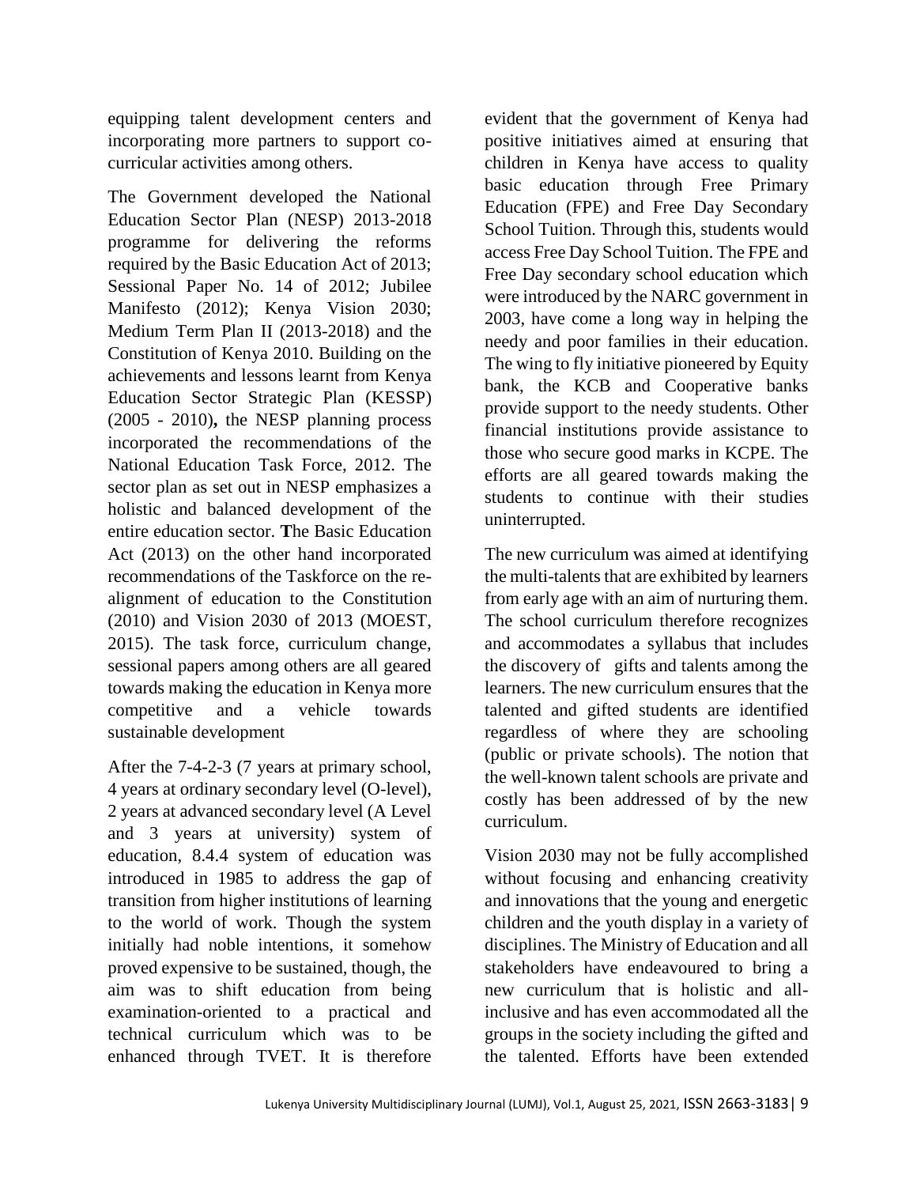equipping talent development centers and incorporating more partners to support co-curricular activities among others.

The Government developed the National Education Sector Plan (NESP) 2013-2018 programme for delivering the reforms required by the Basic Education Act of 2013; Sessional Paper No. 14 of 2012; Jubilee Manifesto (2012); Kenya Vision 2030; Medium Term Plan II (2013-2018) and the Constitution of Kenya 2010. Building on the achievements and lessons learnt from Kenya Education Sector Strategic Plan (KESSP) (2005 - 2010)**,** the NESP planning process incorporated the recommendations of the National Education Task Force, 2012. The sector plan as set out in NESP emphasizes a holistic and balanced development of the entire education sector. **T**he Basic Education Act (2013) on the other hand incorporated recommendations of the Taskforce on the re-alignment of education to the Constitution (2010) and Vision 2030 of 2013 (MOEST, 2015). The task force, curriculum change, sessional papers among others are all geared towards making the education in Kenya more competitive and a vehicle towards sustainable development

After the 7-4-2-3 (7 years at primary school, 4 years at ordinary secondary level (O-level), 2 years at advanced secondary level (A Level and 3 years at university) system of education, 8.4.4 system of education was introduced in 1985 to address the gap of transition from higher institutions of learning to the world of work. Though the system initially had noble intentions, it somehow proved expensive to be sustained, though, the aim was to shift education from being examination-oriented to a practical and technical curriculum which was to be enhanced through TVET. It is therefore evident that the government of Kenya had positive initiatives aimed at ensuring that children in Kenya have access to quality basic education through Free Primary Education (FPE) and Free Day Secondary School Tuition. Through this, students would access Free Day School Tuition. The FPE and Free Day secondary school education which were introduced by the NARC government in 2003, have come a long way in helping the needy and poor families in their education. The wing to fly initiative pioneered by Equity bank, the KCB and Cooperative banks provide support to the needy students. Other financial institutions provide assistance to those who secure good marks in KCPE. The efforts are all geared towards making the students to continue with their studies uninterrupted.

The new curriculum was aimed at identifying the multi-talents that are exhibited by learners from early age with an aim of nurturing them. The school curriculum therefore recognizes and accommodates a syllabus that includes the discovery of gifts and talents among the learners. The new curriculum ensures that the talented and gifted students are identified regardless of where they are schooling (public or private schools). The notion that the well-known talent schools are private and costly has been addressed of by the new curriculum.

Vision 2030 may not be fully accomplished without focusing and enhancing creativity and innovations that the young and energetic children and the youth display in a variety of disciplines. The Ministry of Education and all stakeholders have endeavoured to bring a new curriculum that is holistic and all-inclusive and has even accommodated all the groups in the society including the gifted and the talented. Efforts have been extended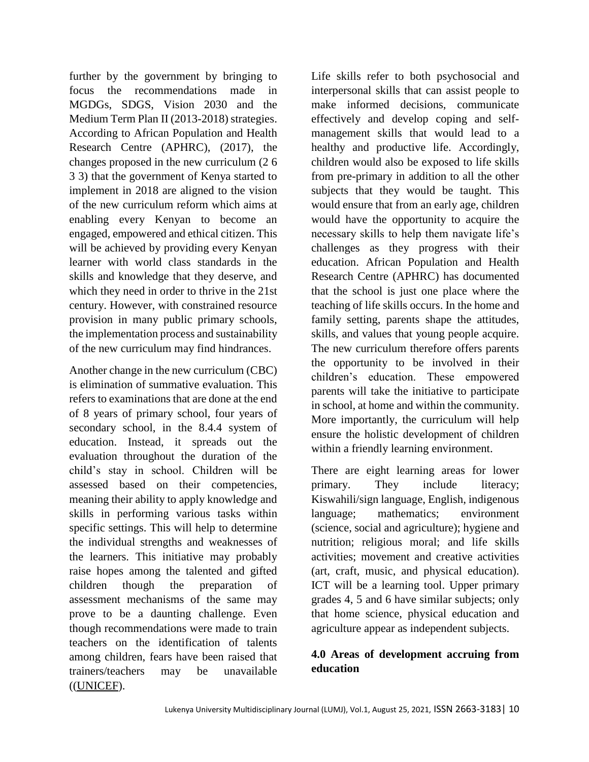further by the government by bringing to focus the recommendations made in MGDGs, SDGS, Vision 2030 and the Medium Term Plan II (2013-2018) strategies. According to African Population and Health Research Centre (APHRC), (2017), the changes proposed in the new curriculum (2 6 3 3) that the government of Kenya started to implement in 2018 are aligned to the vision of the new curriculum reform which aims at enabling every Kenyan to become an engaged, empowered and ethical citizen. This will be achieved by providing every Kenyan learner with world class standards in the skills and knowledge that they deserve, and which they need in order to thrive in the 21st century. However, with constrained resource provision in many public primary schools, the implementation process and sustainability of the new curriculum may find hindrances.

Another change in the new curriculum (CBC) is elimination of summative evaluation. This refers to examinations that are done at the end of 8 years of primary school, four years of secondary school, in the 8.4.4 system of education. Instead, it spreads out the evaluation throughout the duration of the child's stay in school. Children will be assessed based on their competencies, meaning their ability to apply knowledge and skills in performing various tasks within specific settings. This will help to determine the individual strengths and weaknesses of the learners. This initiative may probably raise hopes among the talented and gifted children though the preparation of assessment mechanisms of the same may prove to be a daunting challenge. Even though recommendations were made to train teachers on the identification of talents among children, fears have been raised that trainers/teachers may be unavailable ((UNICEF).

Life skills refer to both psychosocial and interpersonal skills that can assist people to make informed decisions, communicate effectively and develop coping and self-management skills that would lead to a healthy and productive life. Accordingly, children would also be exposed to life skills from pre-primary in addition to all the other subjects that they would be taught. This would ensure that from an early age, children would have the opportunity to acquire the necessary skills to help them navigate life's challenges as they progress with their education. African Population and Health Research Centre (APHRC) has documented that the school is just one place where the teaching of life skills occurs. In the home and family setting, parents shape the attitudes, skills, and values that young people acquire. The new curriculum therefore offers parents the opportunity to be involved in their children's education. These empowered parents will take the initiative to participate in school, at home and within the community. More importantly, the curriculum will help ensure the holistic development of children within a friendly learning environment.

There are eight learning areas for lower primary. They include literacy; Kiswahili/sign language, English, indigenous language; mathematics; environment (science, social and agriculture); hygiene and nutrition; religious moral; and life skills activities; movement and creative activities (art, craft, music, and physical education). ICT will be a learning tool. Upper primary grades 4, 5 and 6 have similar subjects; only that home science, physical education and agriculture appear as independent subjects.

## 4.0 Areas of development accruing from education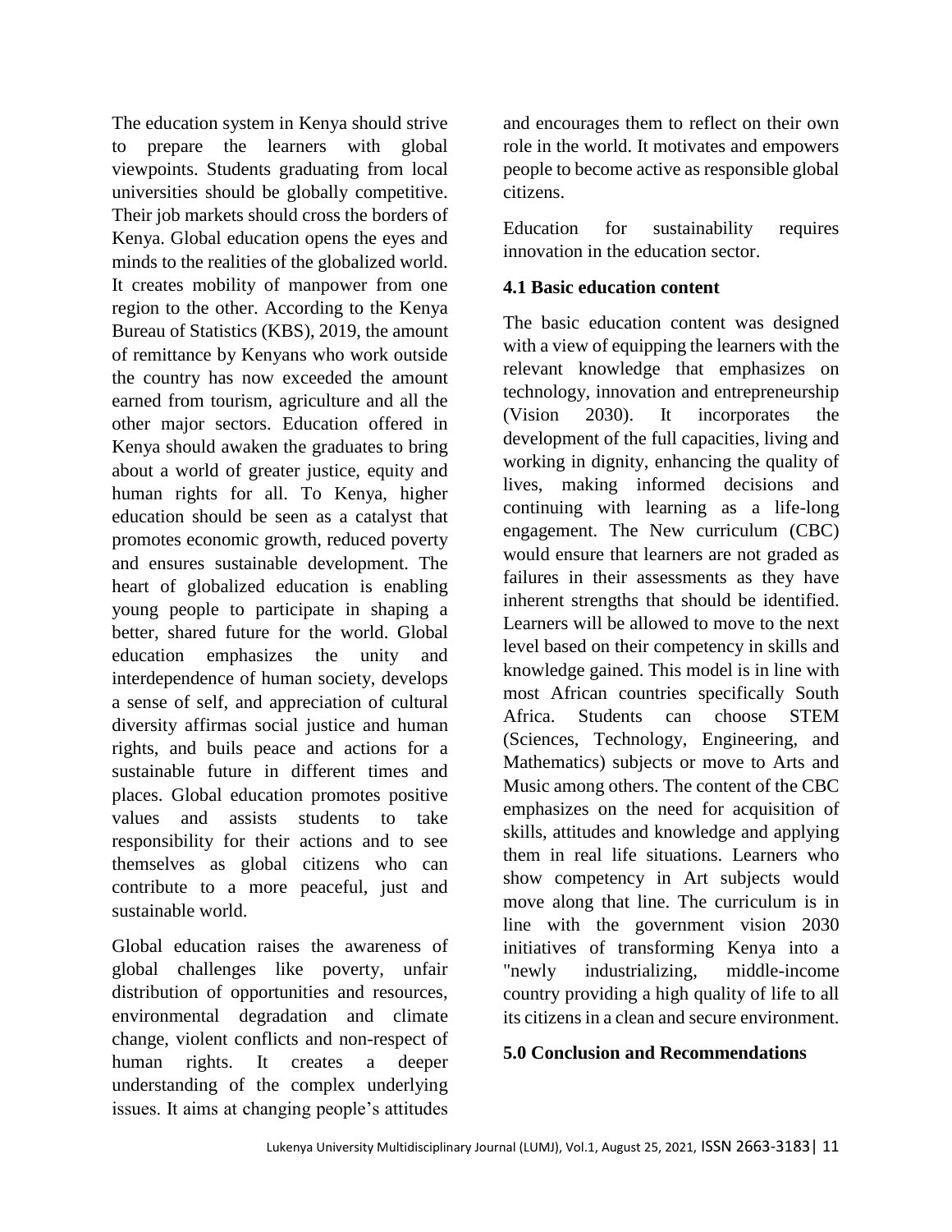The education system in Kenya should strive to prepare the learners with global viewpoints. Students graduating from local universities should be globally competitive. Their job markets should cross the borders of Kenya. Global education opens the eyes and minds to the realities of the globalized world. It creates mobility of manpower from one region to the other. According to the Kenya Bureau of Statistics (KBS), 2019, the amount of remittance by Kenyans who work outside the country has now exceeded the amount earned from tourism, agriculture and all the other major sectors. Education offered in Kenya should awaken the graduates to bring about a world of greater justice, equity and human rights for all. To Kenya, higher education should be seen as a catalyst that promotes economic growth, reduced poverty and ensures sustainable development. The heart of globalized education is enabling young people to participate in shaping a better, shared future for the world. Global education emphasizes the unity and interdependence of human society, develops a sense of self, and appreciation of cultural diversity affirmas social justice and human rights, and buils peace and actions for a sustainable future in different times and places. Global education promotes positive values and assists students to take responsibility for their actions and to see themselves as global citizens who can contribute to a more peaceful, just and sustainable world.

Global education raises the awareness of global challenges like poverty, unfair distribution of opportunities and resources, environmental degradation and climate change, violent conflicts and non-respect of human rights. It creates a deeper understanding of the complex underlying issues. It aims at changing people's attitudes and encourages them to reflect on their own role in the world. It motivates and empowers people to become active as responsible global citizens.

Education for sustainability requires innovation in the education sector.

### 4.1 Basic education content

The basic education content was designed with a view of equipping the learners with the relevant knowledge that emphasizes on technology, innovation and entrepreneurship (Vision 2030). It incorporates the development of the full capacities, living and working in dignity, enhancing the quality of lives, making informed decisions and continuing with learning as a life-long engagement. The New curriculum (CBC) would ensure that learners are not graded as failures in their assessments as they have inherent strengths that should be identified. Learners will be allowed to move to the next level based on their competency in skills and knowledge gained. This model is in line with most African countries specifically South Africa. Students can choose STEM (Sciences, Technology, Engineering, and Mathematics) subjects or move to Arts and Music among others. The content of the CBC emphasizes on the need for acquisition of skills, attitudes and knowledge and applying them in real life situations. Learners who show competency in Art subjects would move along that line. The curriculum is in line with the government vision 2030 initiatives of transforming Kenya into a "newly industrializing, middle-income country providing a high quality of life to all its citizens in a clean and secure environment.

## 5.0 Conclusion and Recommendations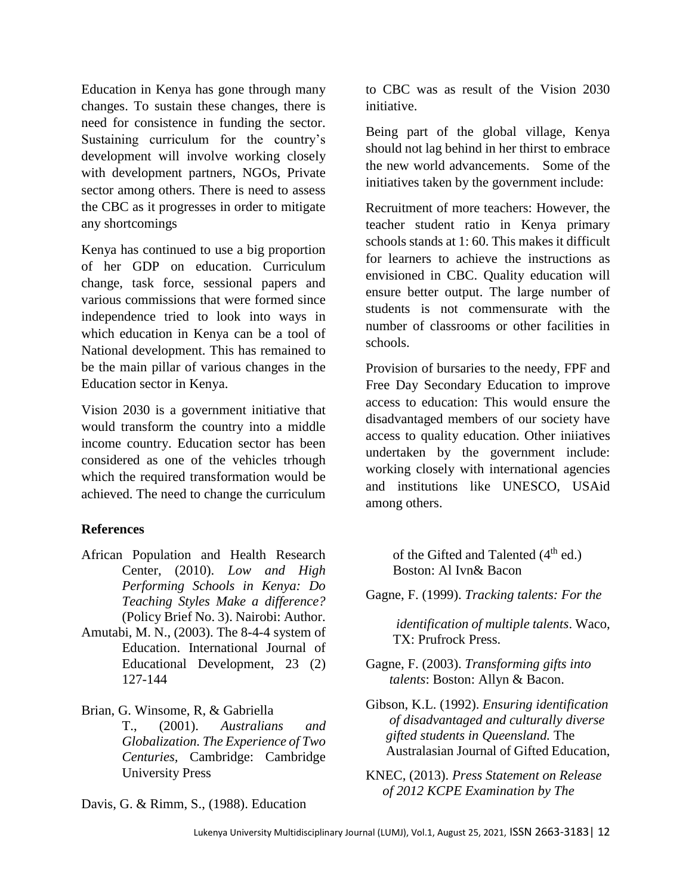Education in Kenya has gone through many changes. To sustain these changes, there is need for consistence in funding the sector. Sustaining curriculum for the country's development will involve working closely with development partners, NGOs, Private sector among others. There is need to assess the CBC as it progresses in order to mitigate any shortcomings

Kenya has continued to use a big proportion of her GDP on education. Curriculum change, task force, sessional papers and various commissions that were formed since independence tried to look into ways in which education in Kenya can be a tool of National development. This has remained to be the main pillar of various changes in the Education sector in Kenya.

Vision 2030 is a government initiative that would transform the country into a middle income country. Education sector has been considered as one of the vehicles trhough which the required transformation would be achieved. The need to change the curriculum to CBC was as result of the Vision 2030 initiative.

Being part of the global village, Kenya should not lag behind in her thirst to embrace the new world advancements. Some of the initiatives taken by the government include:

Recruitment of more teachers: However, the teacher student ratio in Kenya primary schools stands at 1: 60. This makes it difficult for learners to achieve the instructions as envisioned in CBC. Quality education will ensure better output. The large number of students is not commensurate with the number of classrooms or other facilities in schools.

Provision of bursaries to the needy, FPF and Free Day Secondary Education to improve access to education: This would ensure the disadvantaged members of our society have access to quality education. Other iniiatives undertaken by the government include: working closely with international agencies and institutions like UNESCO, USAid among others.

## References

African Population and Health Research Center, (2010). *Low and High Performing Schools in Kenya: Do Teaching Styles Make a difference?* (Policy Brief No. 3). Nairobi: Author.

Amutabi, M. N., (2003). The 8-4-4 system of Education. International Journal of Educational Development, 23 (2) 127-144

Brian, G. Winsome, R, & Gabriella T., (2001). *Australians and Globalization. The Experience of Two Centuries*, Cambridge: Cambridge University Press

Davis, G. & Rimm, S., (1988). Education of the Gifted and Talented (4th ed.) Boston: Al Ivn& Bacon

Gagne, F. (1999). *Tracking talents: For the identification of multiple talents*. Waco, TX: Prufrock Press.

Gagne, F. (2003). *Transforming gifts into talents*: Boston: Allyn & Bacon.

Gibson, K.L. (1992). *Ensuring identification of disadvantaged and culturally diverse gifted students in Queensland.* The Australasian Journal of Gifted Education,

KNEC, (2013). *Press Statement on Release of 2012 KCPE Examination by The*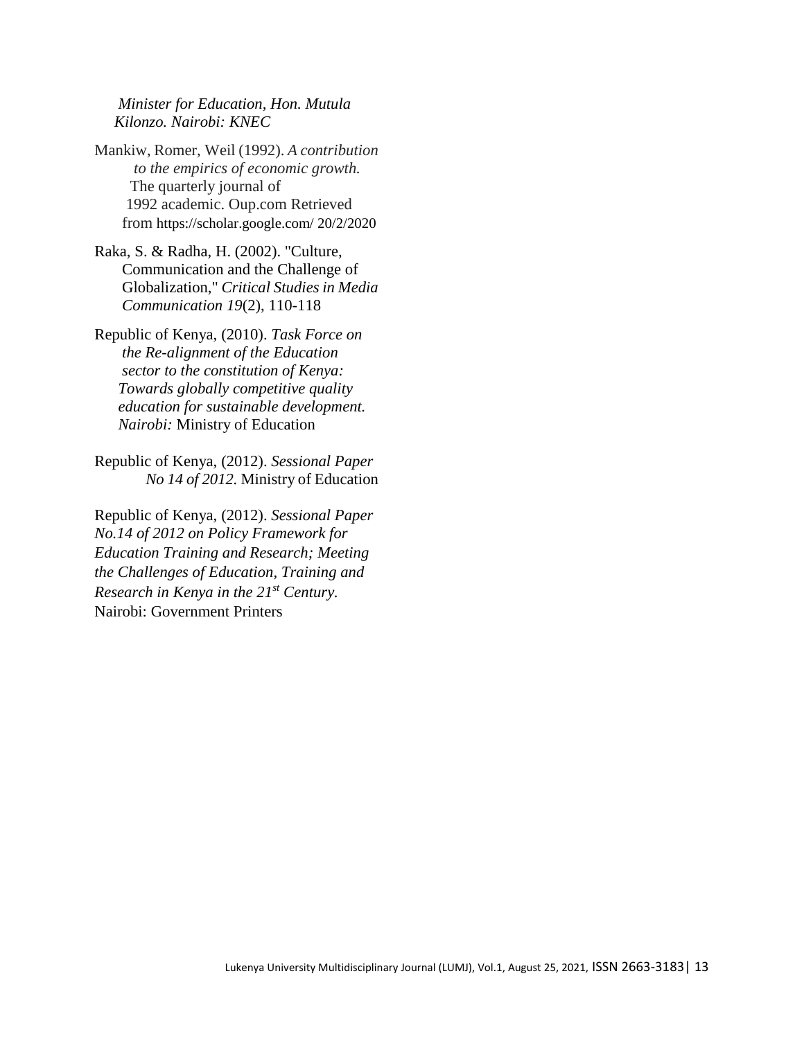*Minister for Education, Hon. Mutula Kilonzo. Nairobi: KNEC*

Mankiw, Romer, Weil (1992). *A contribution to the empirics of economic growth.* The quarterly journal of 1992 academic. Oup.com Retrieved from https://scholar.google.com/ 20/2/2020

Raka, S. & Radha, H. (2002). "Culture, Communication and the Challenge of Globalization," *Critical Studies in Media Communication 19*(2), 110-118

Republic of Kenya, (2010). *Task Force on the Re-alignment of the Education sector to the constitution of Kenya: Towards globally competitive quality education for sustainable development. Nairobi:* Ministry of Education

Republic of Kenya, (2012). *Sessional Paper No 14 of 2012.* Ministry of Education

Republic of Kenya, (2012). *Sessional Paper No.14 of 2012 on Policy Framework for Education Training and Research; Meeting the Challenges of Education, Training and Research in Kenya in the 21st Century.* Nairobi: Government Printers